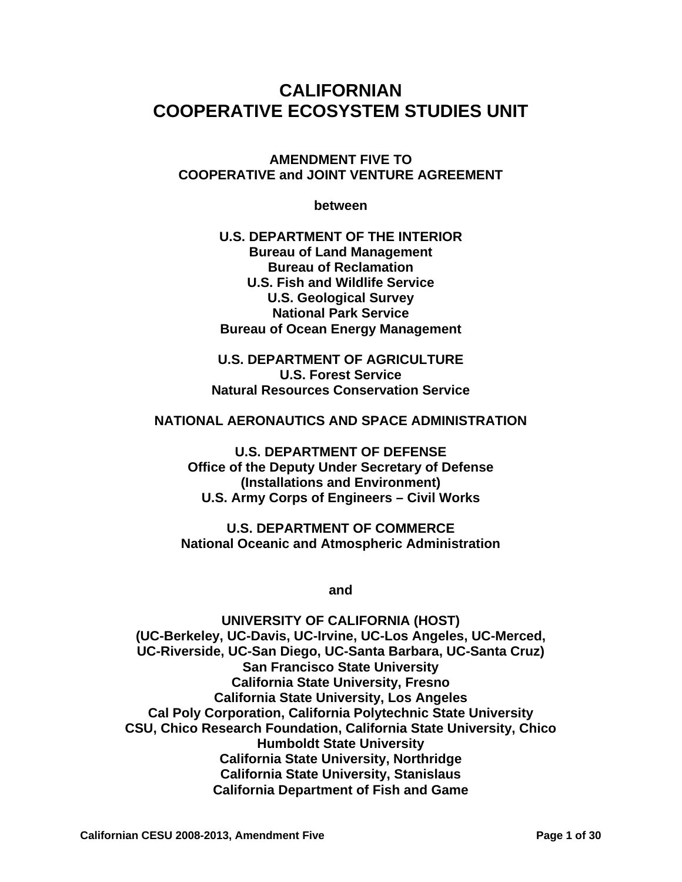# CALIFORNIAN COOPERATIVE ECOSYSTEM STUDIES UNIT

**AMENDMENT FIVE TO**
**COOPERATIVE and JOINT VENTURE AGREEMENT**

**between**

**U.S. DEPARTMENT OF THE INTERIOR**
**Bureau of Land Management**
**Bureau of Reclamation**
**U.S. Fish and Wildlife Service**
**U.S. Geological Survey**
**National Park Service**
**Bureau of Ocean Energy Management**

**U.S. DEPARTMENT OF AGRICULTURE**
**U.S. Forest Service**
**Natural Resources Conservation Service**

**NATIONAL AERONAUTICS AND SPACE ADMINISTRATION**

**U.S. DEPARTMENT OF DEFENSE**
**Office of the Deputy Under Secretary of Defense**
**(Installations and Environment)**
**U.S. Army Corps of Engineers – Civil Works**

**U.S. DEPARTMENT OF COMMERCE**
**National Oceanic and Atmospheric Administration**

**and**

**UNIVERSITY OF CALIFORNIA (HOST)**
**(UC-Berkeley, UC-Davis, UC-Irvine, UC-Los Angeles, UC-Merced, UC-Riverside, UC-San Diego, UC-Santa Barbara, UC-Santa Cruz)**
**San Francisco State University**
**California State University, Fresno**
**California State University, Los Angeles**
**Cal Poly Corporation, California Polytechnic State University**
**CSU, Chico Research Foundation, California State University, Chico**
**Humboldt State University**
**California State University, Northridge**
**California State University, Stanislaus**
**California Department of Fish and Game**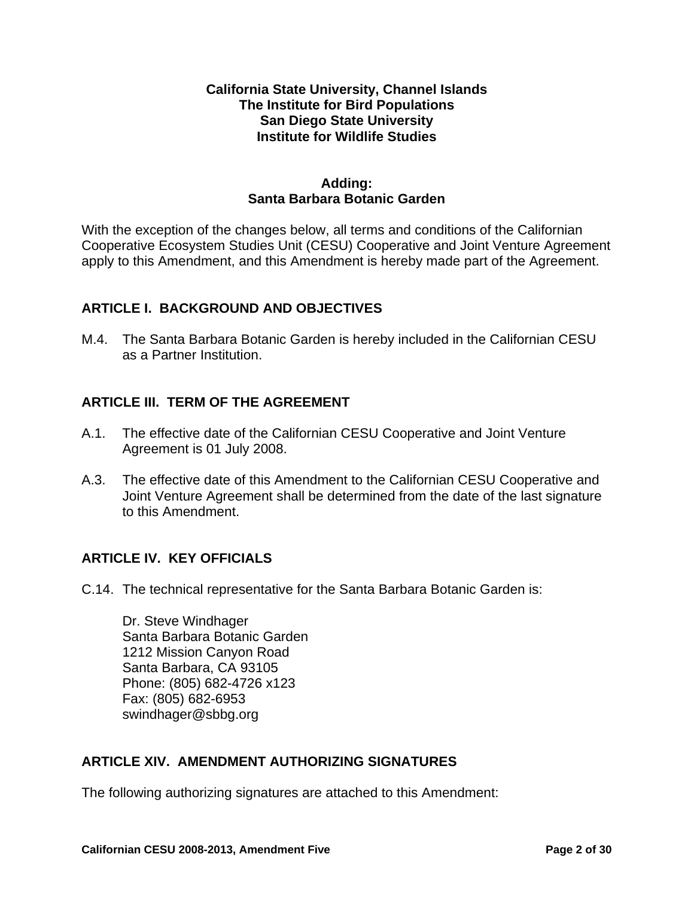**California State University, Channel Islands**
**The Institute for Bird Populations**
**San Diego State University**
**Institute for Wildlife Studies**

**Adding:**
**Santa Barbara Botanic Garden**

With the exception of the changes below, all terms and conditions of the Californian Cooperative Ecosystem Studies Unit (CESU) Cooperative and Joint Venture Agreement apply to this Amendment, and this Amendment is hereby made part of the Agreement.

## ARTICLE I. BACKGROUND AND OBJECTIVES

M.4. The Santa Barbara Botanic Garden is hereby included in the Californian CESU as a Partner Institution.

## ARTICLE III. TERM OF THE AGREEMENT

A.1. The effective date of the Californian CESU Cooperative and Joint Venture Agreement is 01 July 2008.

A.3. The effective date of this Amendment to the Californian CESU Cooperative and Joint Venture Agreement shall be determined from the date of the last signature to this Amendment.

## ARTICLE IV. KEY OFFICIALS

C.14. The technical representative for the Santa Barbara Botanic Garden is:

Dr. Steve Windhager
Santa Barbara Botanic Garden
1212 Mission Canyon Road
Santa Barbara, CA 93105
Phone: (805) 682-4726 x123
Fax: (805) 682-6953
swindhager@sbbg.org

## ARTICLE XIV. AMENDMENT AUTHORIZING SIGNATURES

The following authorizing signatures are attached to this Amendment: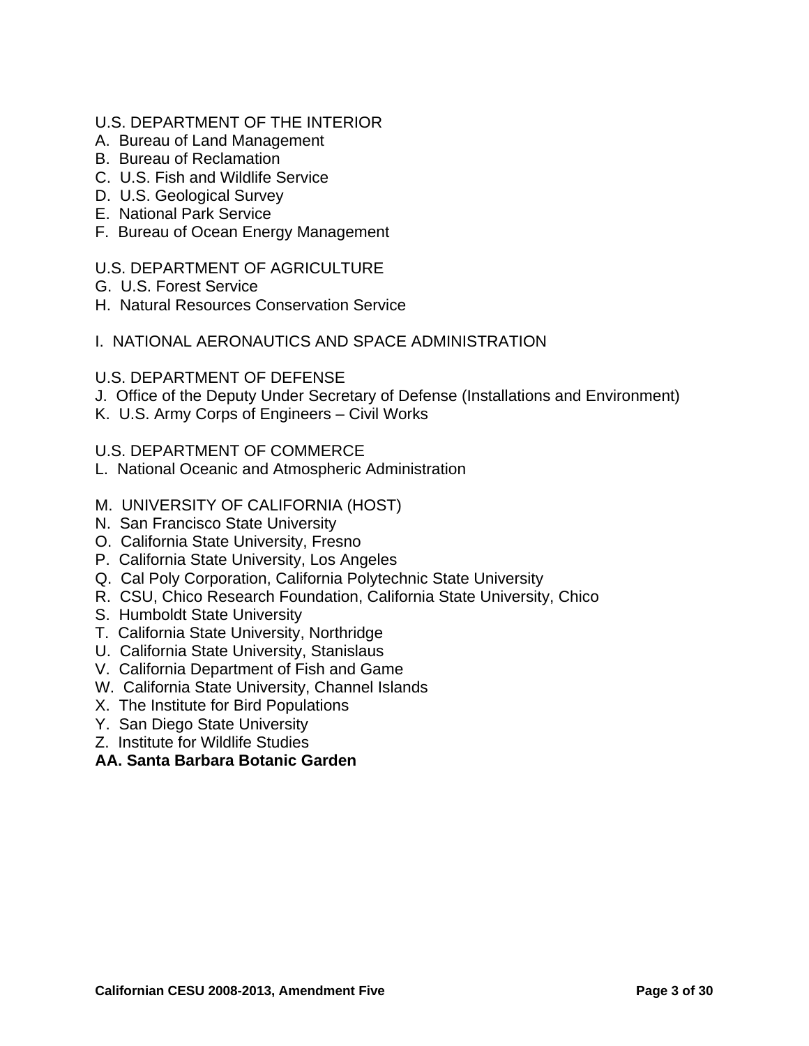U.S. DEPARTMENT OF THE INTERIOR

A. Bureau of Land Management
B. Bureau of Reclamation
C. U.S. Fish and Wildlife Service
D. U.S. Geological Survey
E. National Park Service
F. Bureau of Ocean Energy Management

U.S. DEPARTMENT OF AGRICULTURE

G. U.S. Forest Service
H. Natural Resources Conservation Service

I. NATIONAL AERONAUTICS AND SPACE ADMINISTRATION

U.S. DEPARTMENT OF DEFENSE

J. Office of the Deputy Under Secretary of Defense (Installations and Environment)
K. U.S. Army Corps of Engineers – Civil Works

U.S. DEPARTMENT OF COMMERCE

L. National Oceanic and Atmospheric Administration

M. UNIVERSITY OF CALIFORNIA (HOST)
N. San Francisco State University
O. California State University, Fresno
P. California State University, Los Angeles
Q. Cal Poly Corporation, California Polytechnic State University
R. CSU, Chico Research Foundation, California State University, Chico
S. Humboldt State University
T. California State University, Northridge
U. California State University, Stanislaus
V. California Department of Fish and Game
W. California State University, Channel Islands
X. The Institute for Bird Populations
Y. San Diego State University
Z. Institute for Wildlife Studies
**AA. Santa Barbara Botanic Garden**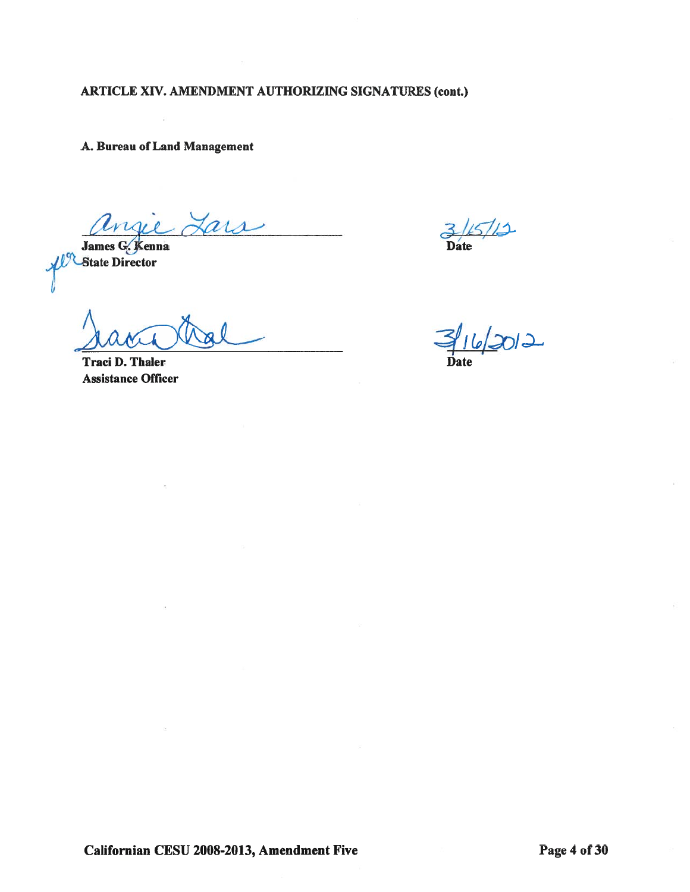**ARTICLE XIV. AMENDMENT AUTHORIZING SIGNATURES (cont.)**

**A. Bureau of Land Management**

for

**James G. Kenna**
**State Director**

3/15/12
**Date**

**Traci D. Thaler**
**Assistance Officer**

3/16/2012
**Date**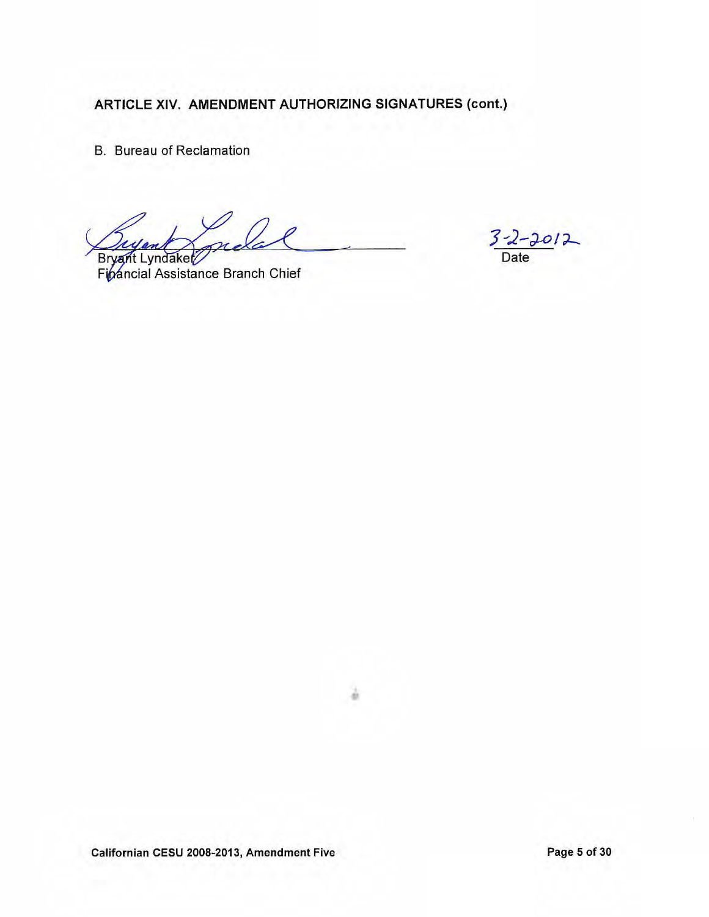**ARTICLE XIV. AMENDMENT AUTHORIZING SIGNATURES (cont.)**

B. Bureau of Reclamation

Bryant Lyndaker
Financial Assistance Branch Chief

3-2-2012
Date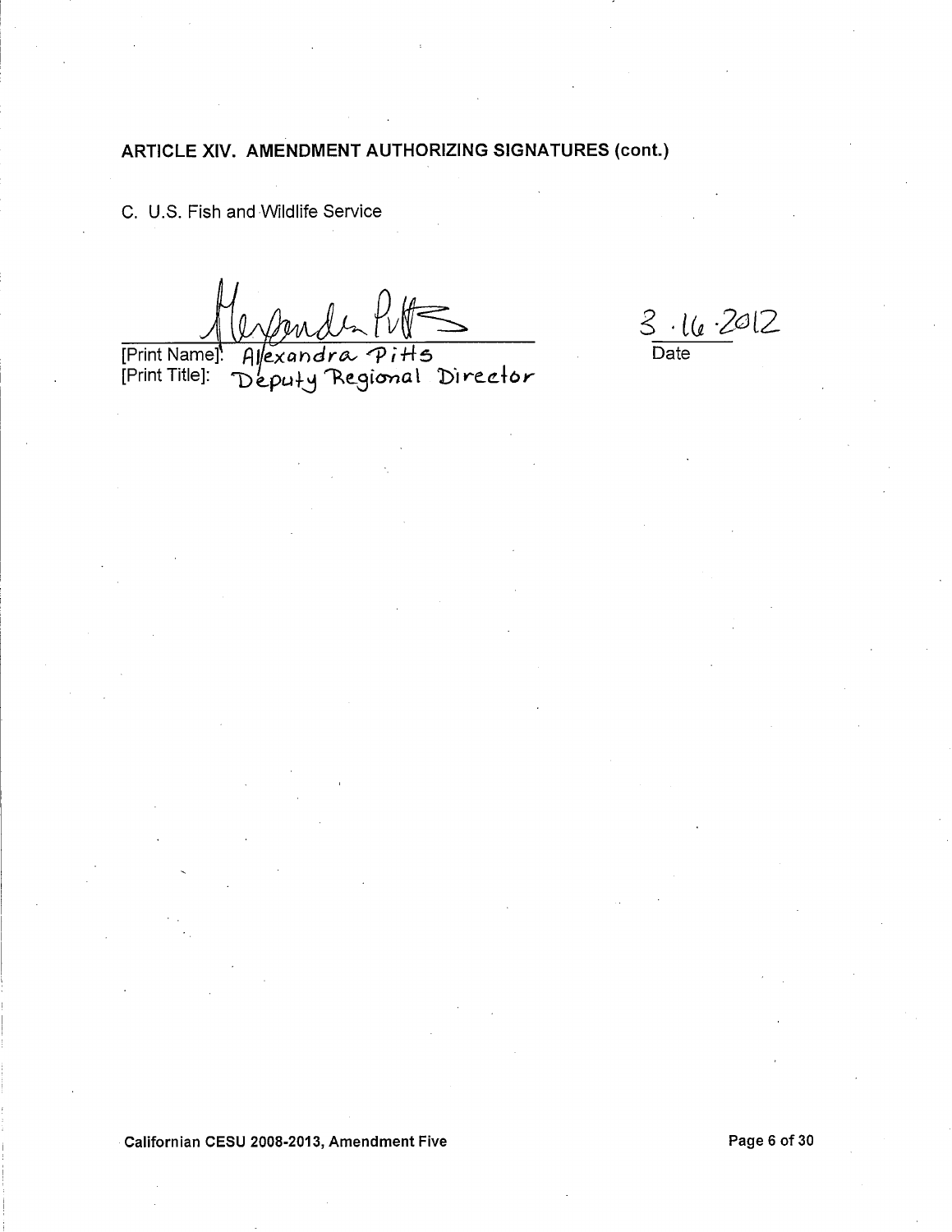## ARTICLE XIV. AMENDMENT AUTHORIZING SIGNATURES (cont.)

C. U.S. Fish and Wildlife Service

[Print Name]: Alexandra Pitts
[Print Title]: Deputy Regional Director

3.16.2012
Date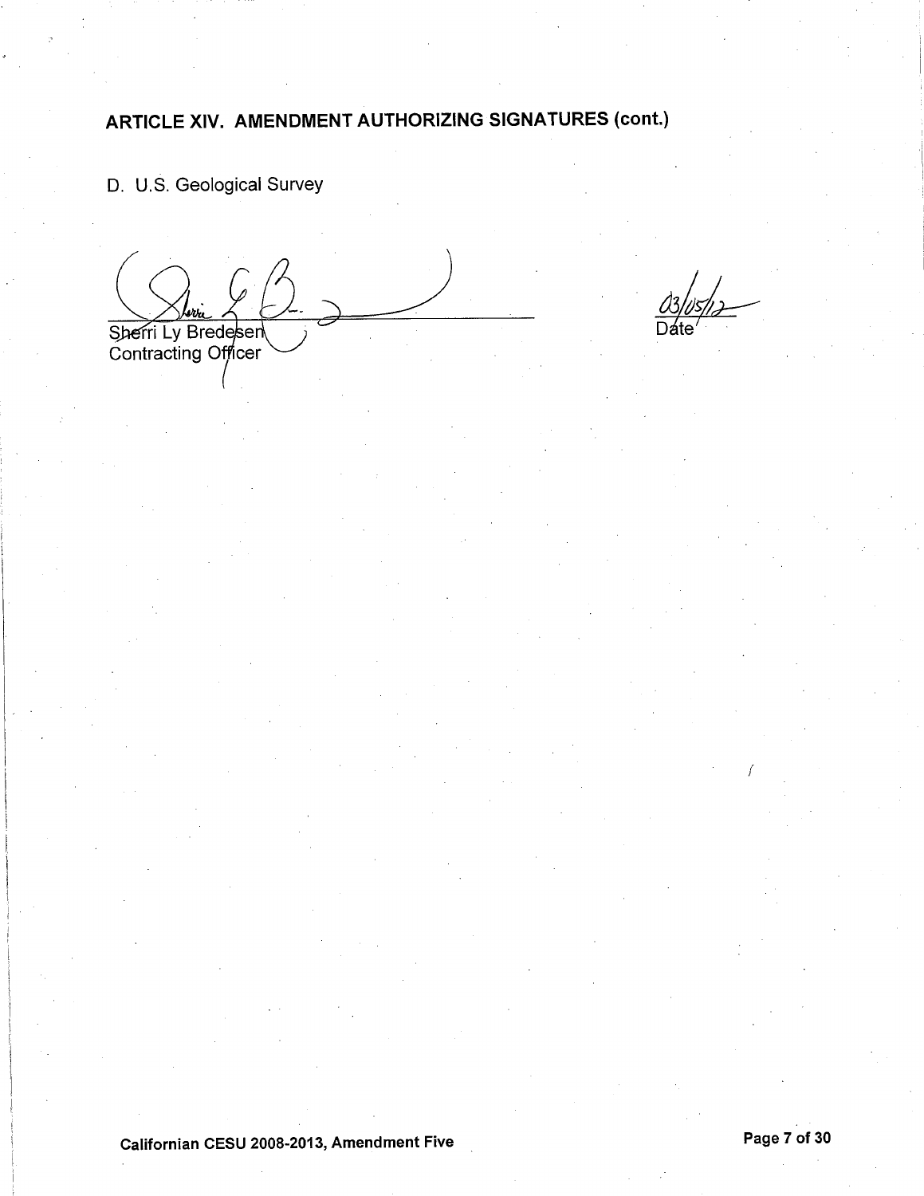## ARTICLE XIV. AMENDMENT AUTHORIZING SIGNATURES (cont.)

D. U.S. Geological Survey

Sherri Ly Bredesen
Contracting Officer

03/05/12
Date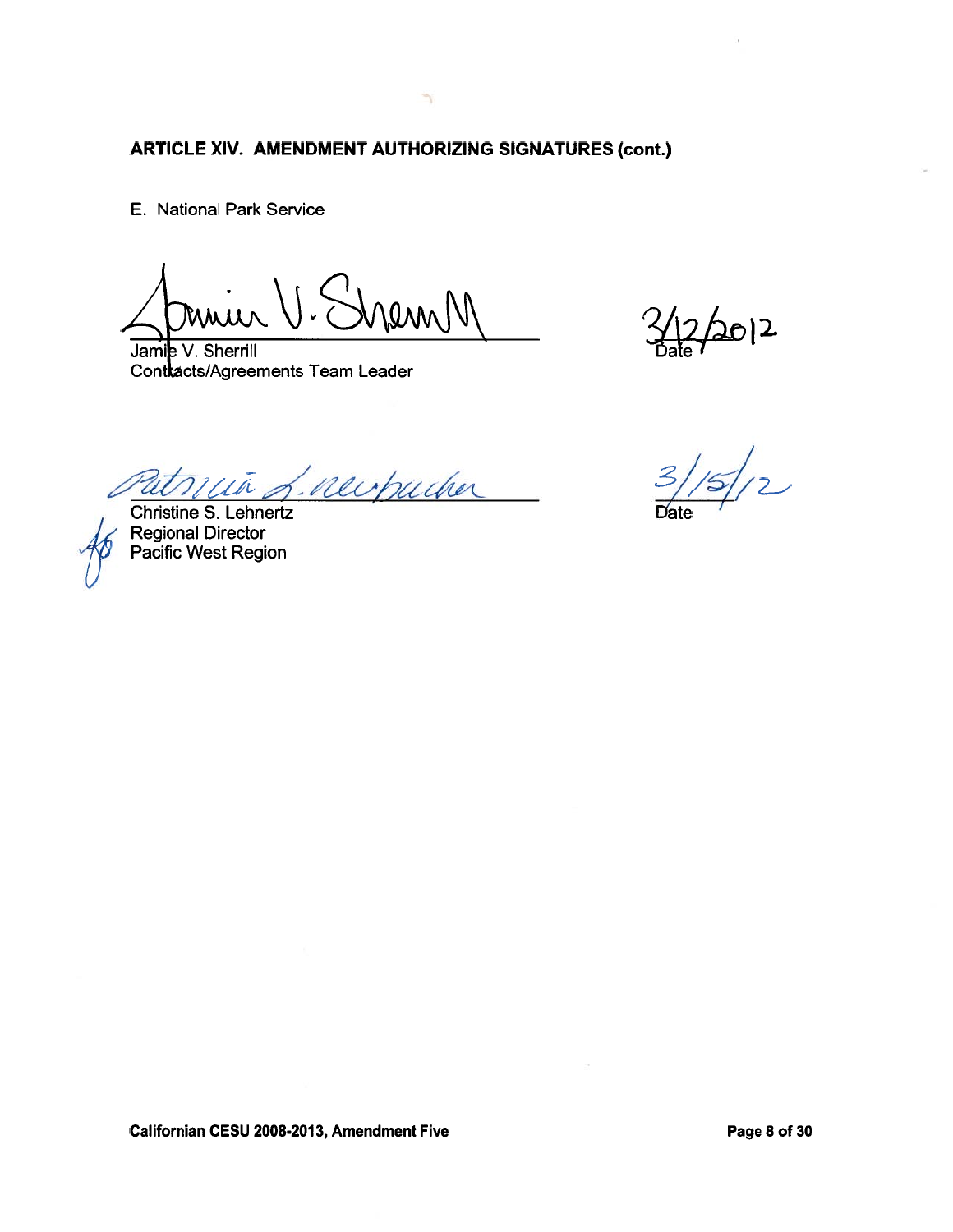**ARTICLE XIV. AMENDMENT AUTHORIZING SIGNATURES (cont.)**

E. National Park Service

Jamie V. Sherrill
Contracts/Agreements Team Leader

3/12/2012
Date

Christine S. Lehnertz
Regional Director
Pacific West Region

3/15/12
Date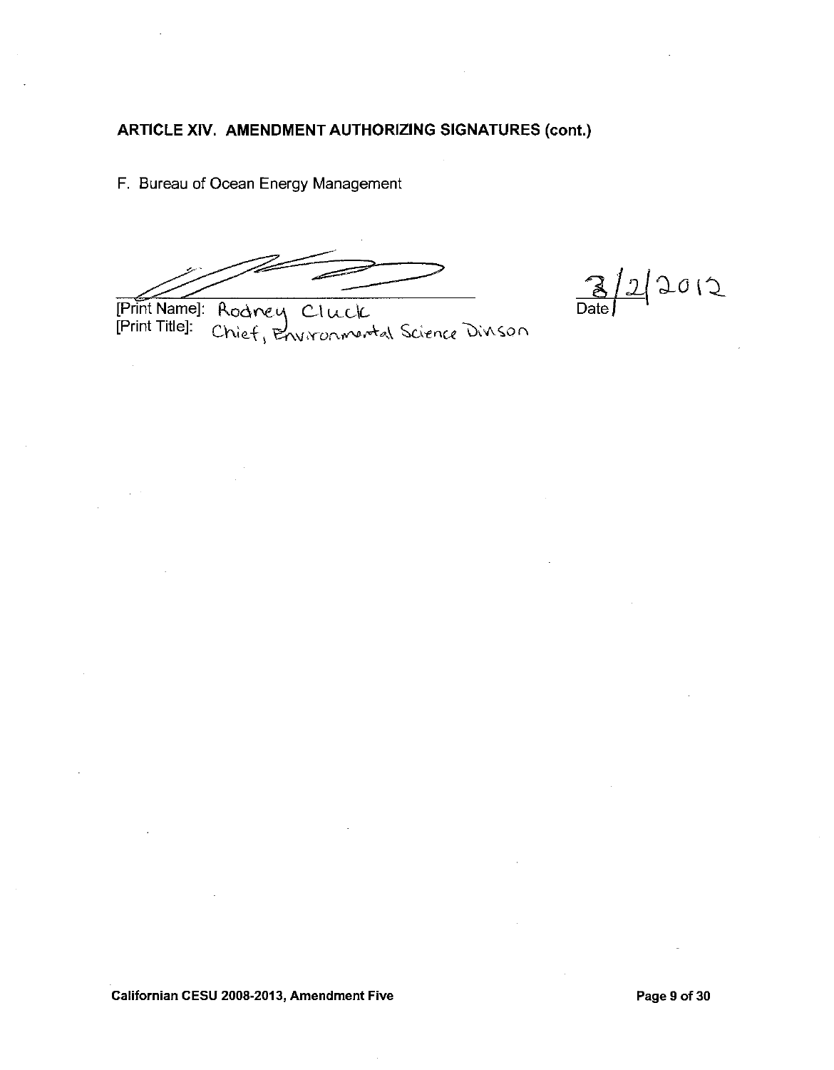## ARTICLE XIV. AMENDMENT AUTHORIZING SIGNATURES (cont.)

F. Bureau of Ocean Energy Management

[Print Name]: Rodney Cluck
[Print Title]: Chief, Environmental Science Divison

3/2/2012
Date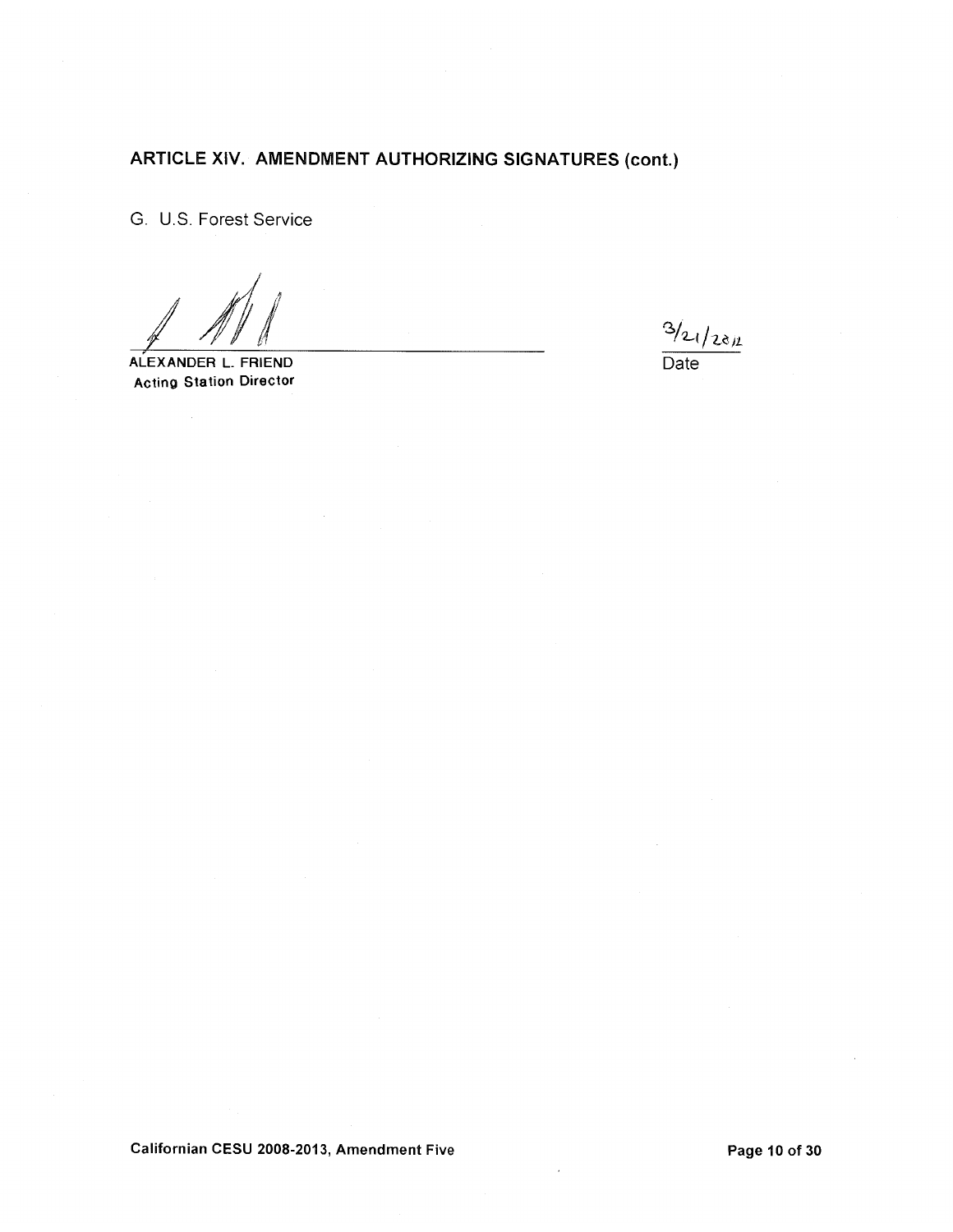## ARTICLE XIV. AMENDMENT AUTHORIZING SIGNATURES (cont.)

G. U.S. Forest Service

______________________________
**ALEXANDER L. FRIEND**
**Acting Station Director**

3/21/2012
Date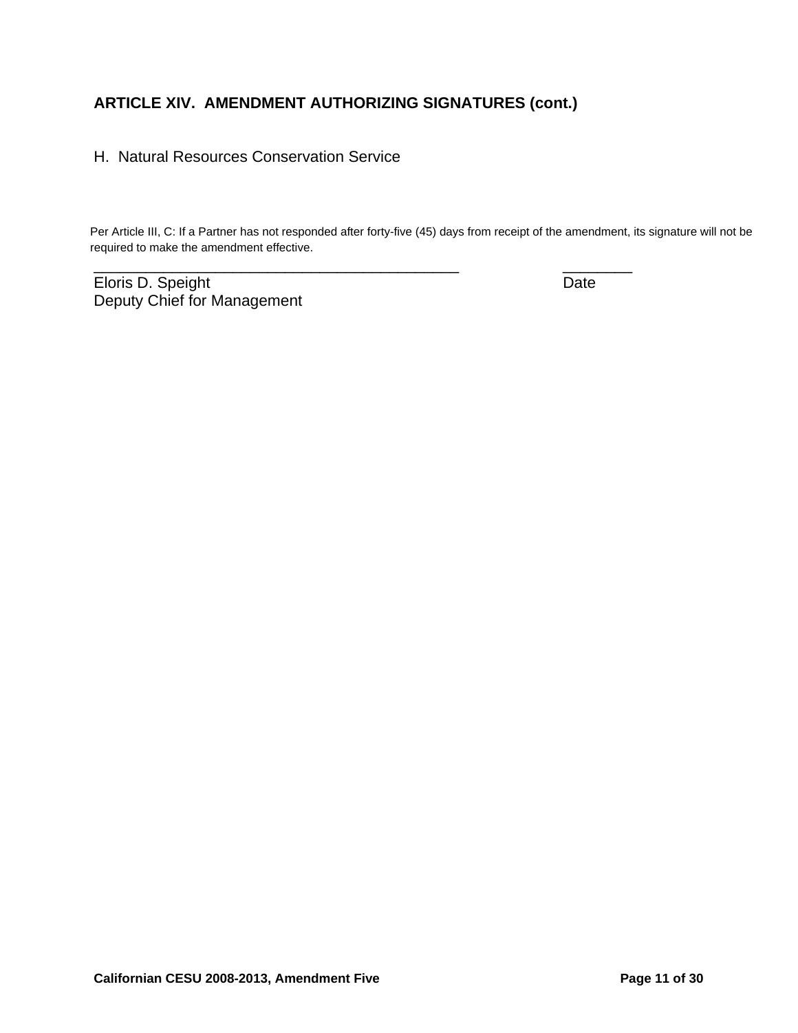## ARTICLE XIV. AMENDMENT AUTHORIZING SIGNATURES (cont.)

H. Natural Resources Conservation Service

Per Article III, C: If a Partner has not responded after forty-five (45) days from receipt of the amendment, its signature will not be required to make the amendment effective.

_______________________________________________ ________

Eloris D. Speight Date

Deputy Chief for Management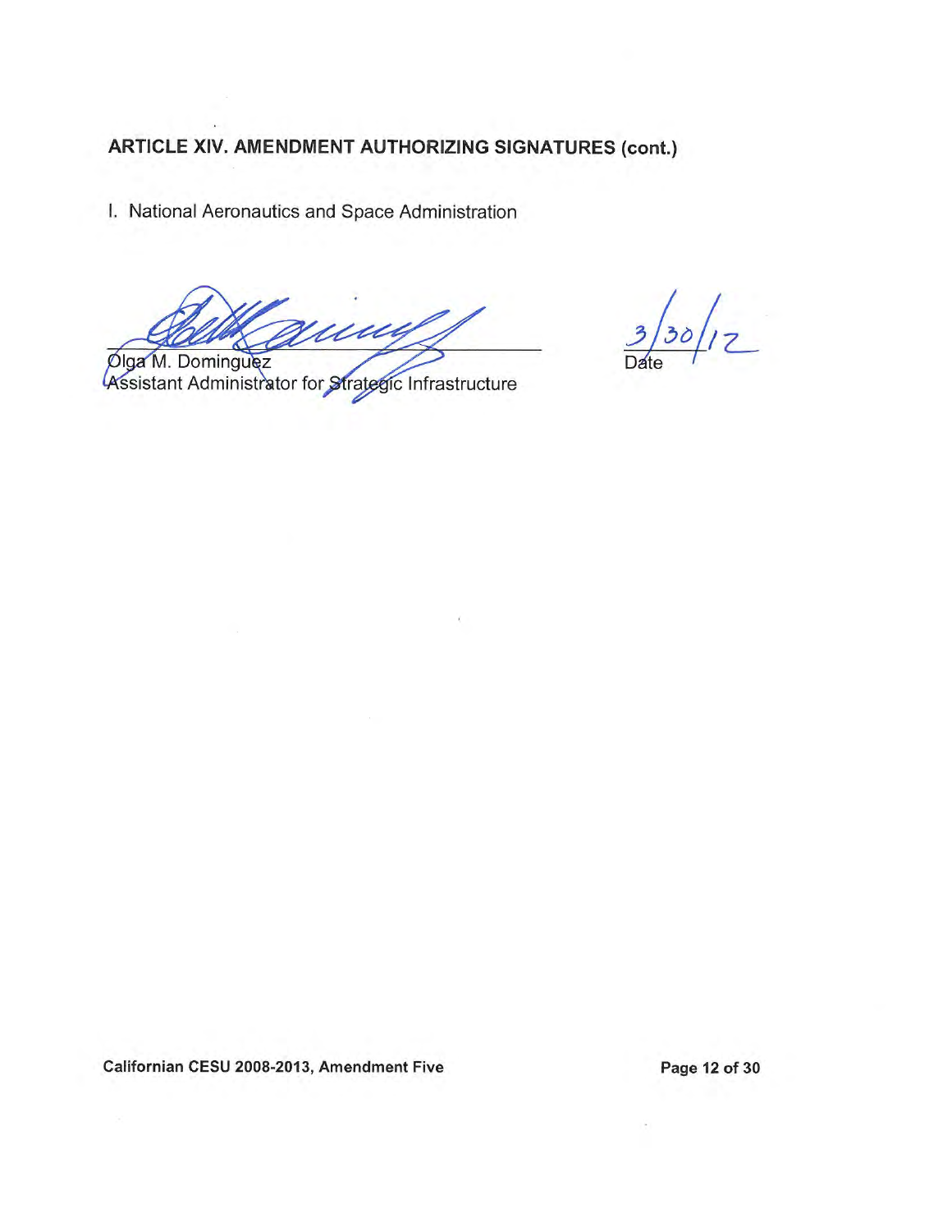## ARTICLE XIV. AMENDMENT AUTHORIZING SIGNATURES (cont.)

I. National Aeronautics and Space Administration

_______________________________ 3/30/12
Olga M. Dominguez Date
Assistant Administrator for Strategic Infrastructure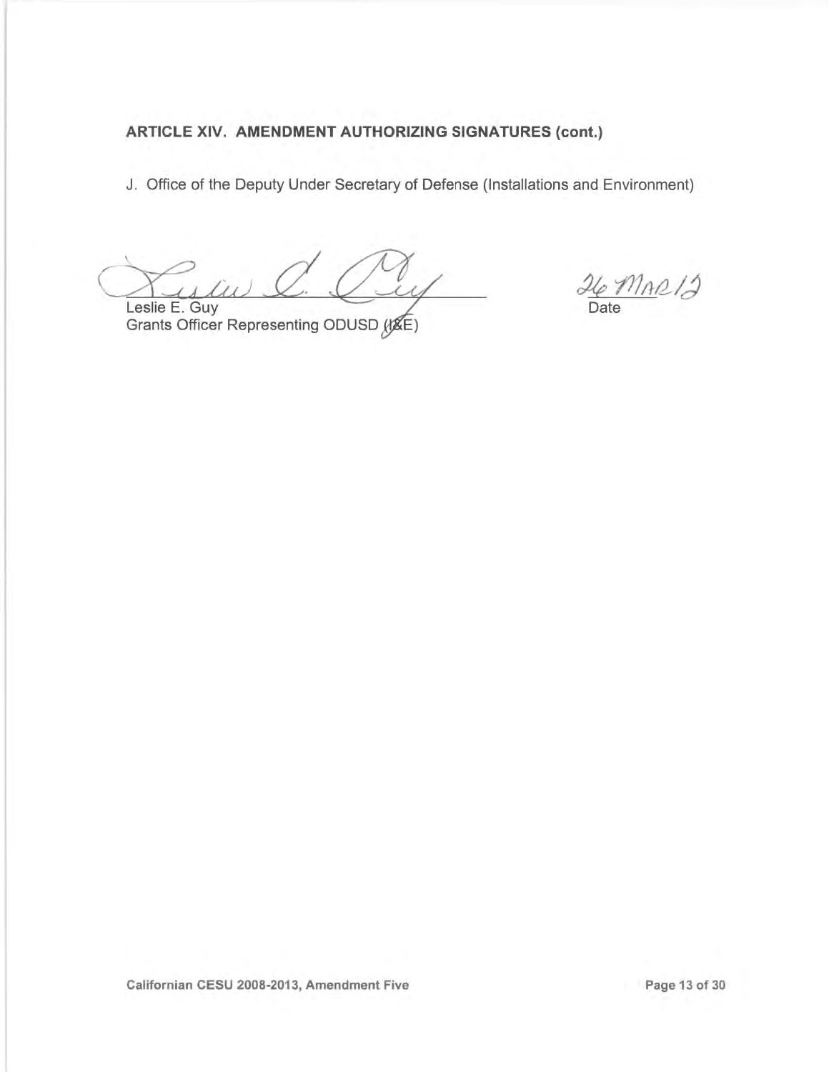**ARTICLE XIV. AMENDMENT AUTHORIZING SIGNATURES (cont.)**

J. Office of the Deputy Under Secretary of Defense (Installations and Environment)

Leslie E. Guy
Grants Officer Representing ODUSD (I&E)

26 MAR 12
Date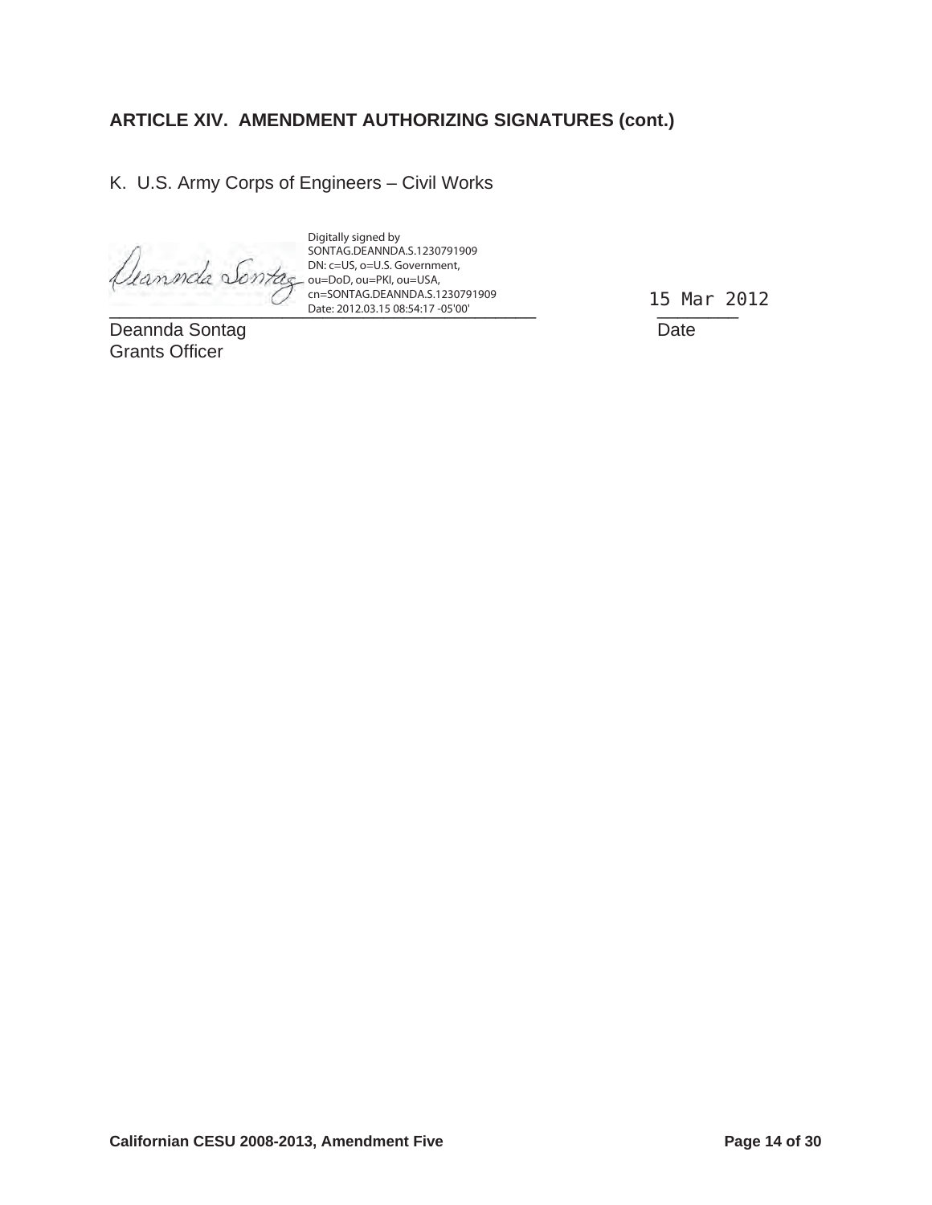## ARTICLE XIV. AMENDMENT AUTHORIZING SIGNATURES (cont.)

K. U.S. Army Corps of Engineers – Civil Works

Digitally signed by SONTAG.DEANNDA.S.1230791909
DN: c=US, o=U.S. Government, ou=DoD, ou=PKI, ou=USA, cn=SONTAG.DEANNDA.S.1230791909
Date: 2012.03.15 08:54:17 -05'00'

\_\_\_\_\_\_\_\_\_\_\_\_\_\_\_\_\_\_\_\_\_\_\_\_\_\_\_\_\_\_\_\_\_\_\_\_\_\_\_\_\_\_ 15 Mar 2012

Deannda Sontag Date
Grants Officer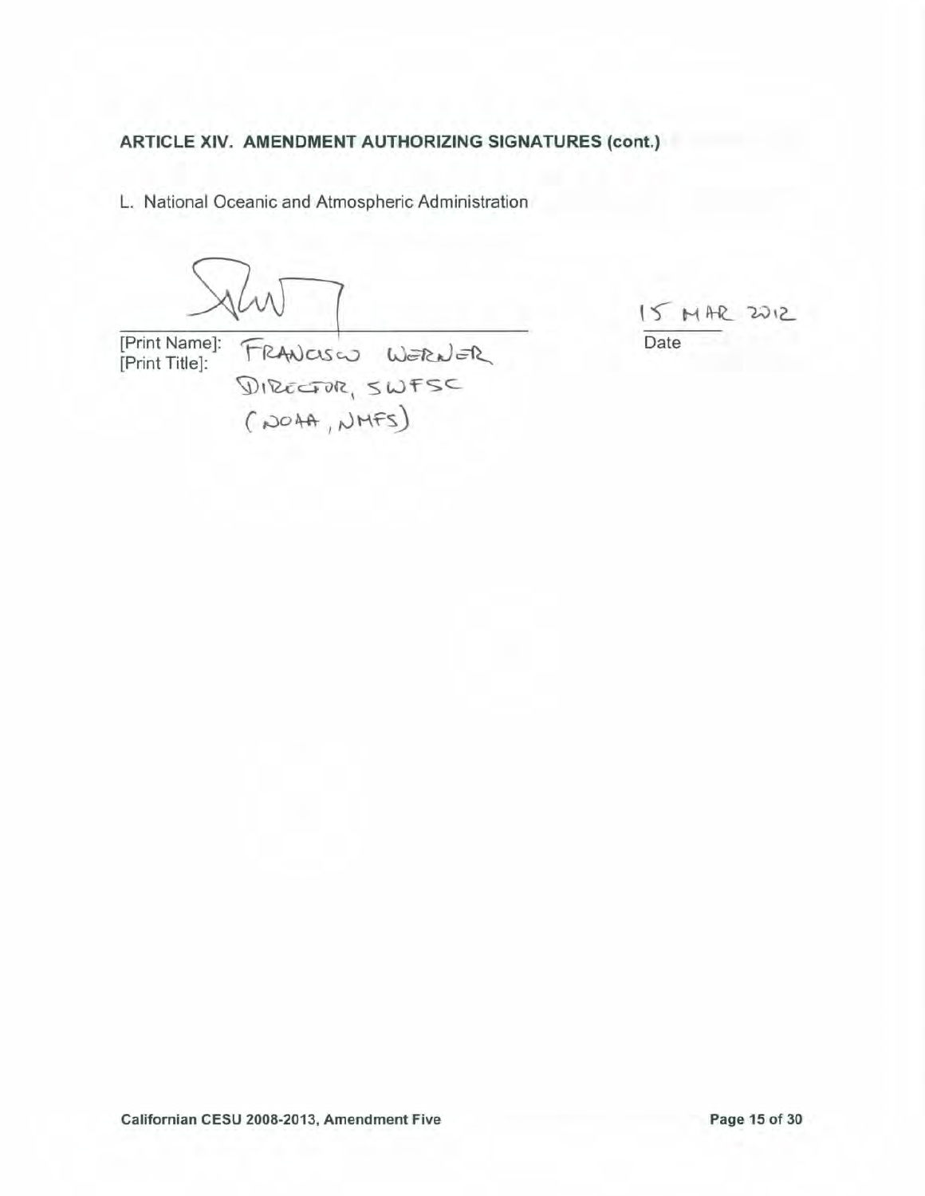**ARTICLE XIV. AMENDMENT AUTHORIZING SIGNATURES (cont.)**

L. National Oceanic and Atmospheric Administration

_______________________________________ 15 MAR 2012

[Print Name]: FRANCISCO WERNER
[Print Title]: DIRECTOR, SWFSC
(NOAA, NMFS)

Date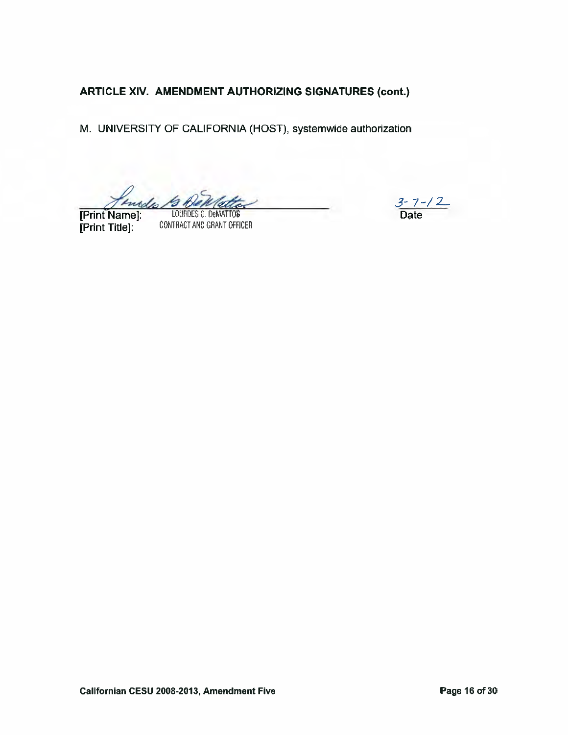### ARTICLE XIV. AMENDMENT AUTHORIZING SIGNATURES (cont.)

M. UNIVERSITY OF CALIFORNIA (HOST), systemwide authorization

[Print Name]: LOURDES G. DeMATTOS
[Print Title]: CONTRACT AND GRANT OFFICER

3-7-12
Date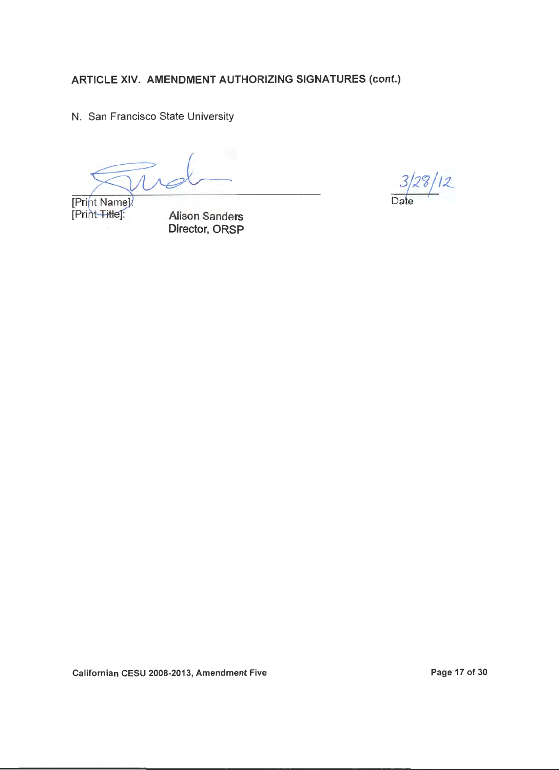**ARTICLE XIV. AMENDMENT AUTHORIZING SIGNATURES (cont.)**

N. San Francisco State University

[Print Name]: Alison Sanders
[Print Title]: Director, ORSP

Date: 3/28/12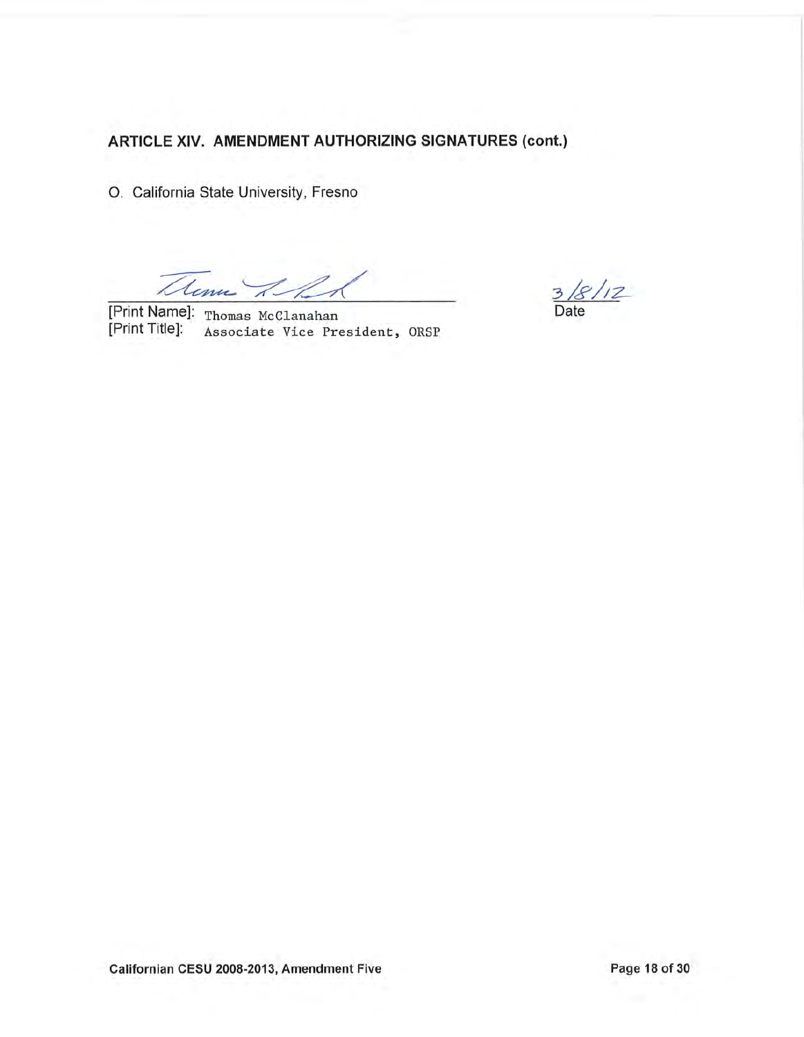**ARTICLE XIV. AMENDMENT AUTHORIZING SIGNATURES (cont.)**

O. California State University, Fresno

[Print Name]: Thomas McClanahan
[Print Title]: Associate Vice President, ORSP

3/8/12
Date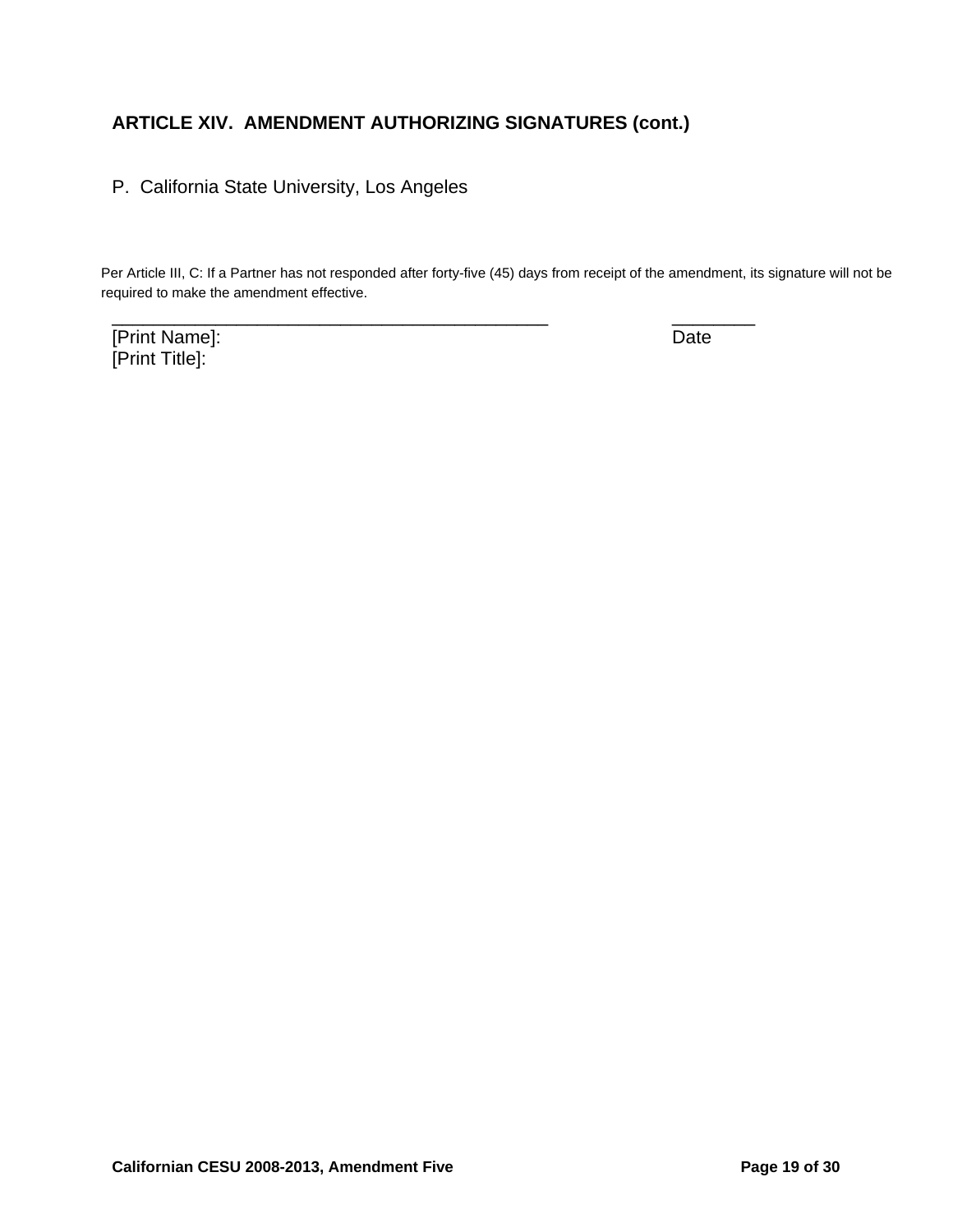## ARTICLE XIV. AMENDMENT AUTHORIZING SIGNATURES (cont.)

P. California State University, Los Angeles

Per Article III, C: If a Partner has not responded after forty-five (45) days from receipt of the amendment, its signature will not be required to make the amendment effective.

_____________________________________________ ________
[Print Name]: Date
[Print Title]: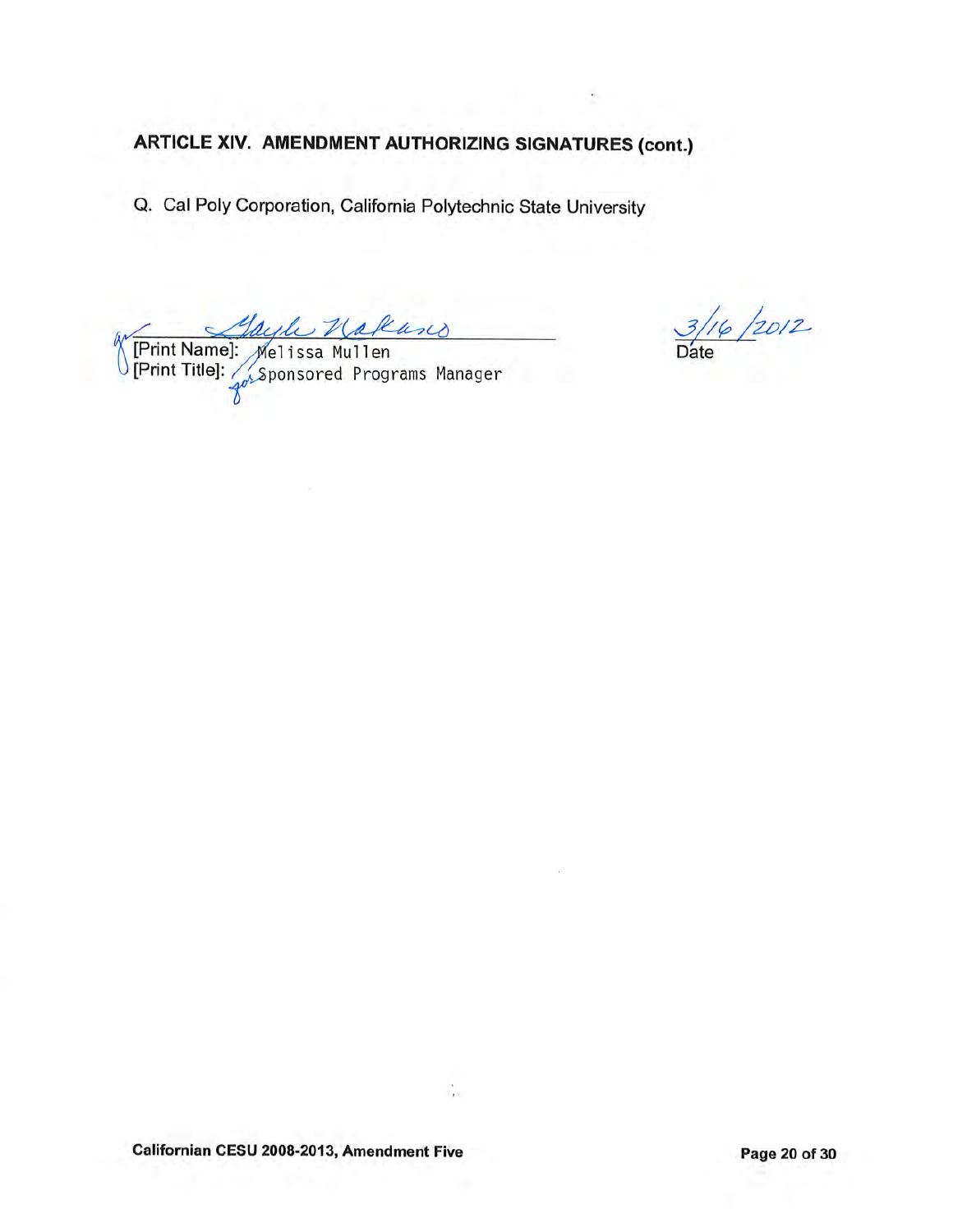## ARTICLE XIV. AMENDMENT AUTHORIZING SIGNATURES (cont.)

Q. Cal Poly Corporation, California Polytechnic State University

[Print Name]: Melissa Mullen
[Print Title]: for Sponsored Programs Manager

3/16/2012
Date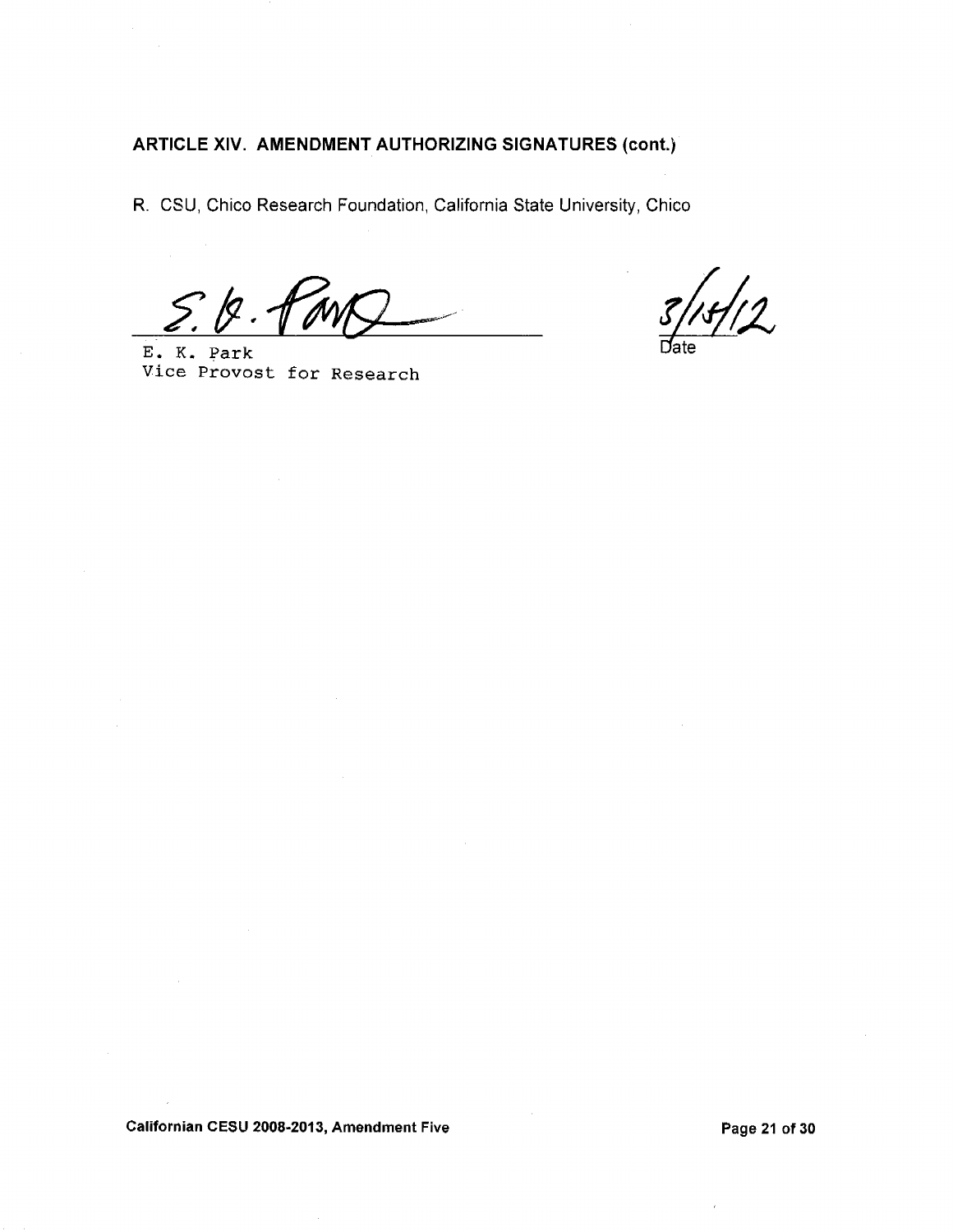## ARTICLE XIV. AMENDMENT AUTHORIZING SIGNATURES (cont.)

R. CSU, Chico Research Foundation, California State University, Chico

E. K. Park
Vice Provost for Research

3/15/12
Date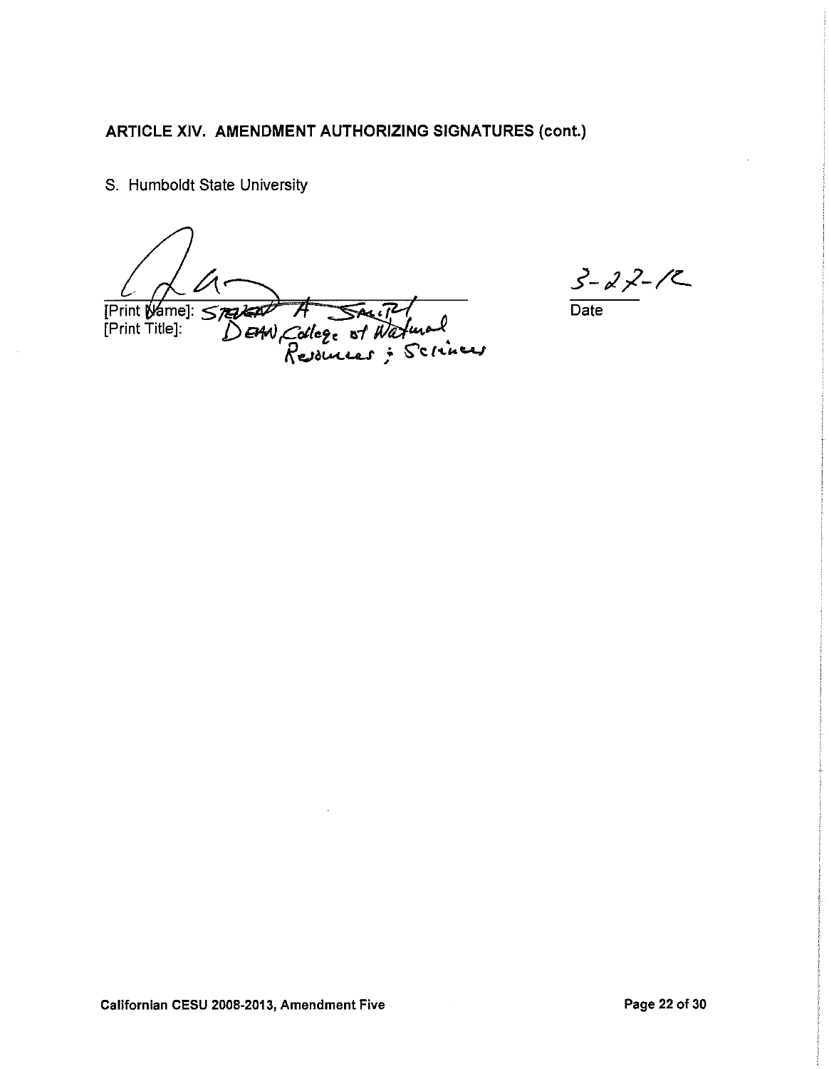**ARTICLE XIV. AMENDMENT AUTHORIZING SIGNATURES (cont.)**

S. Humboldt State University

[Print Name]: STEVEN A SMITH
[Print Title]: DEAN, College of Natural Resources & Sciences

3-27-12
Date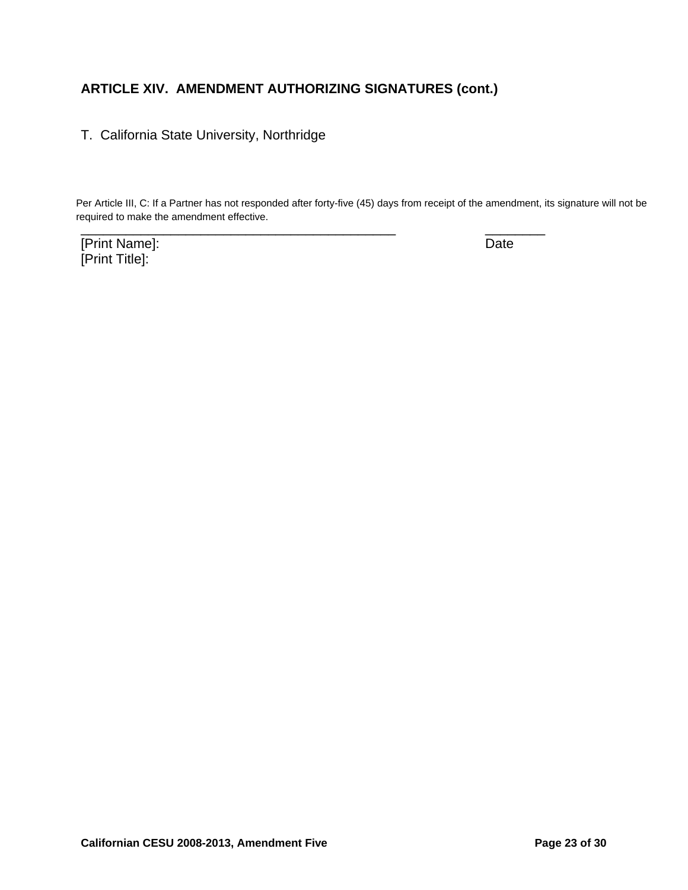## ARTICLE XIV. AMENDMENT AUTHORIZING SIGNATURES (cont.)

T. California State University, Northridge

Per Article III, C: If a Partner has not responded after forty-five (45) days from receipt of the amendment, its signature will not be required to make the amendment effective.

_______________________________________________ ________

[Print Name]: Date

[Print Title]: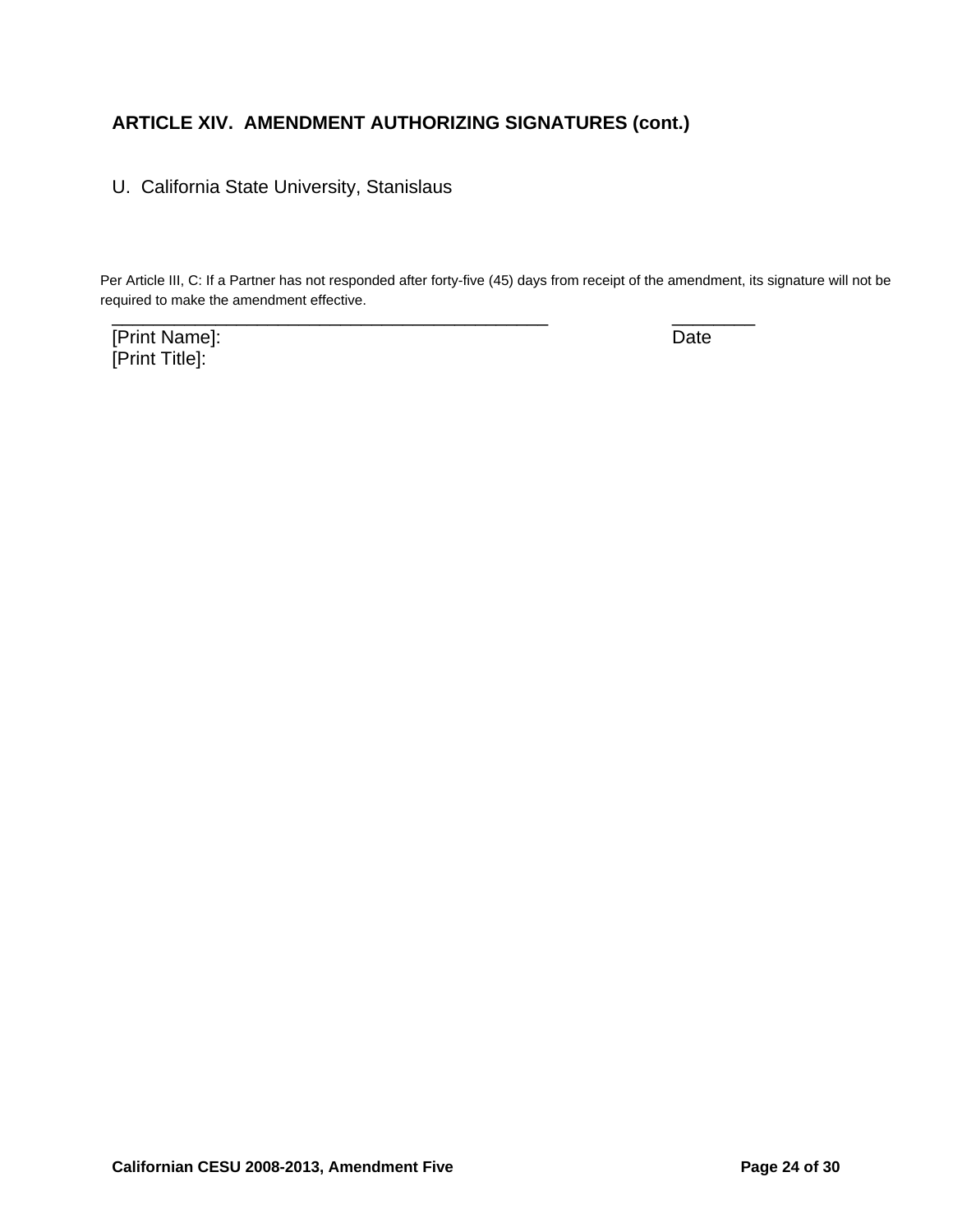## ARTICLE XIV. AMENDMENT AUTHORIZING SIGNATURES (cont.)

U. California State University, Stanislaus

Per Article III, C: If a Partner has not responded after forty-five (45) days from receipt of the amendment, its signature will not be required to make the amendment effective.

_______________________________________________ ________

[Print Name]: Date

[Print Title]: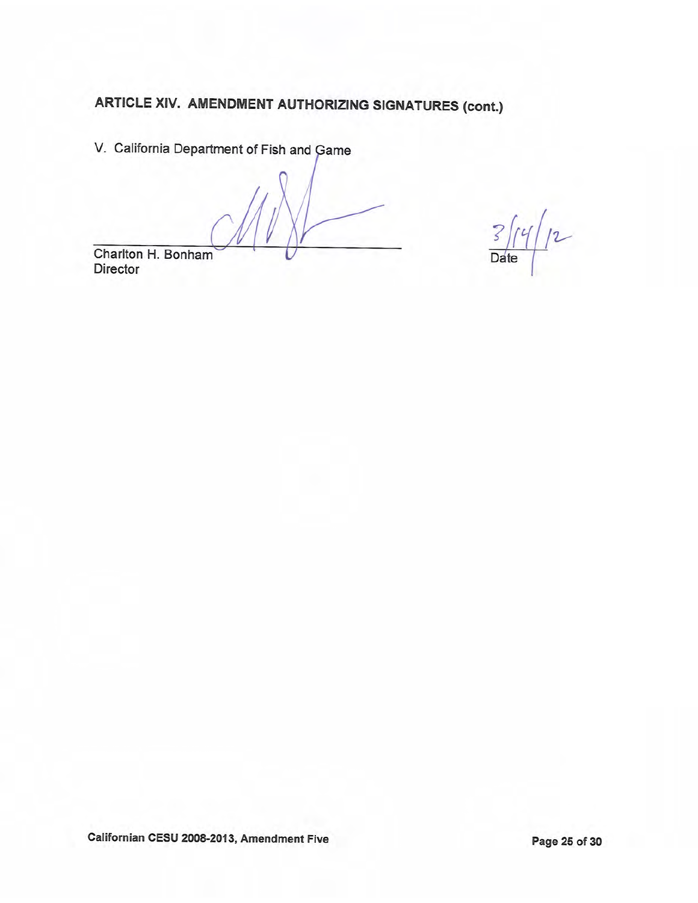## ARTICLE XIV. AMENDMENT AUTHORIZING SIGNATURES (cont.)

V. California Department of Fish and Game

Charlton H. Bonham
Director

3/14/12
Date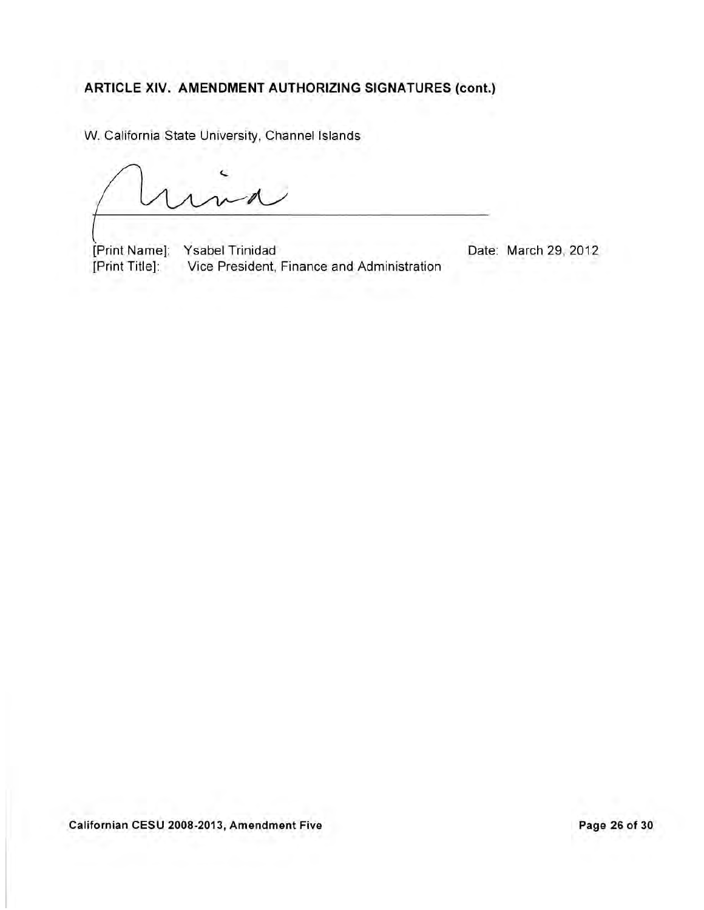## ARTICLE XIV. AMENDMENT AUTHORIZING SIGNATURES (cont.)

W. California State University, Channel Islands

_______________________________________________

[Print Name]: Ysabel Trinidad  Date: March 29, 2012
[Print Title]: Vice President, Finance and Administration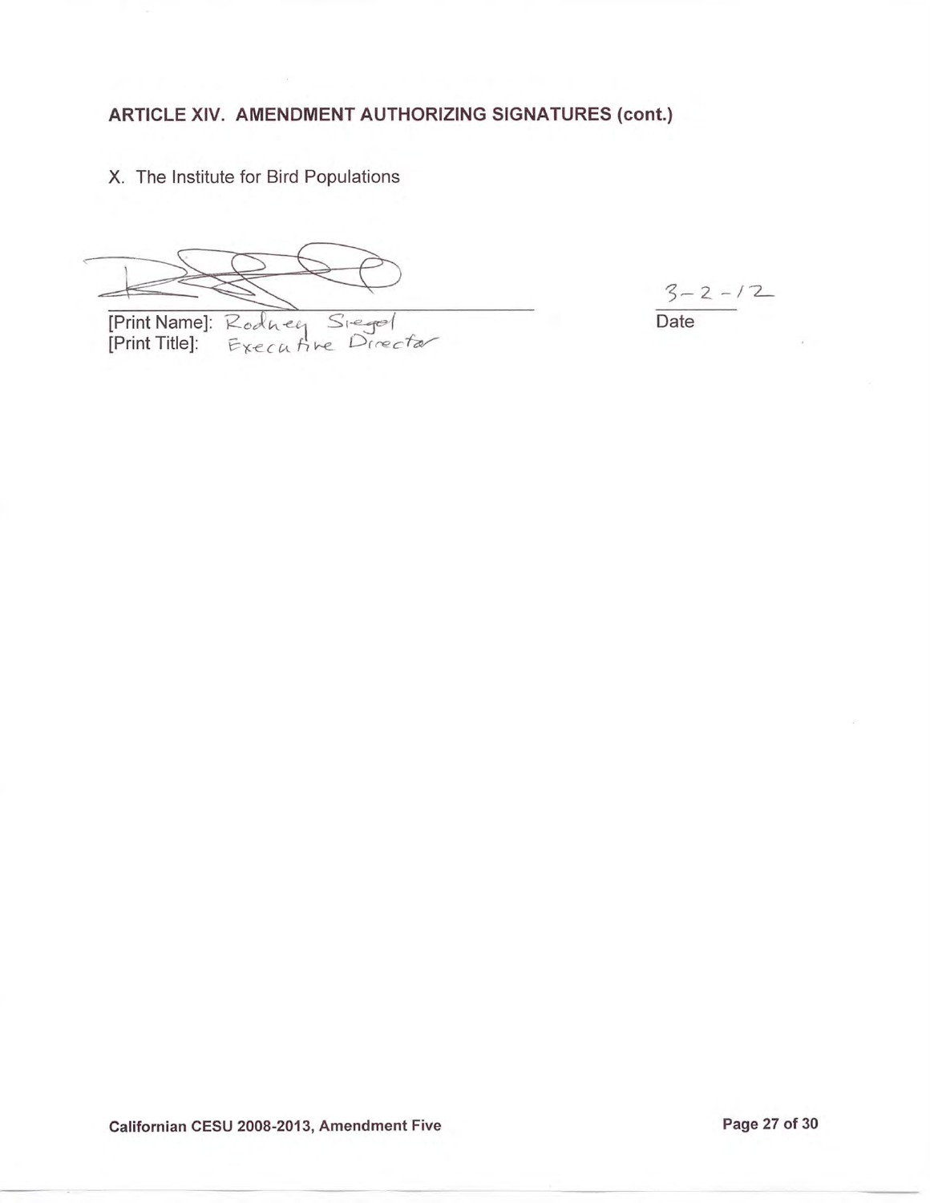**ARTICLE XIV. AMENDMENT AUTHORIZING SIGNATURES (cont.)**

X. The Institute for Bird Populations

[Print Name]: Rodney Siegel
[Print Title]: Executive Director

3-2-12
Date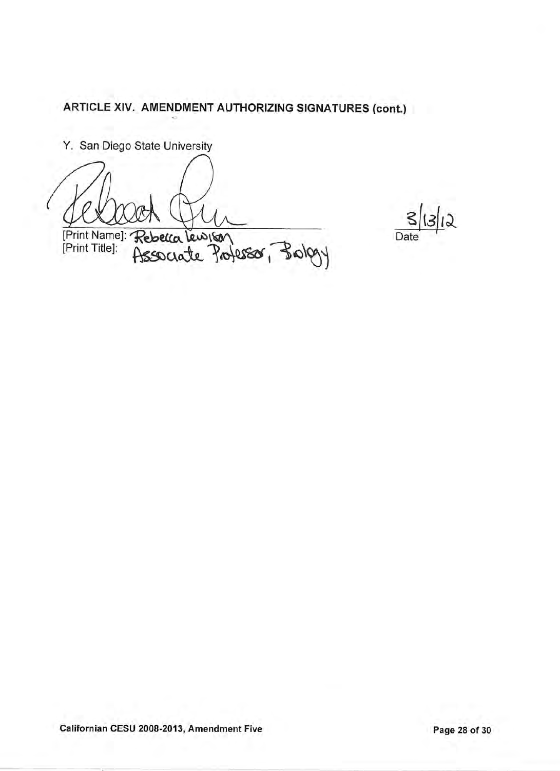## ARTICLE XIV. AMENDMENT AUTHORIZING SIGNATURES (cont.)

Y. San Diego State University

_______________________________ 3/13/12
[Print Name]: Rebecca Lewison Date
[Print Title]: Associate Professor, Biology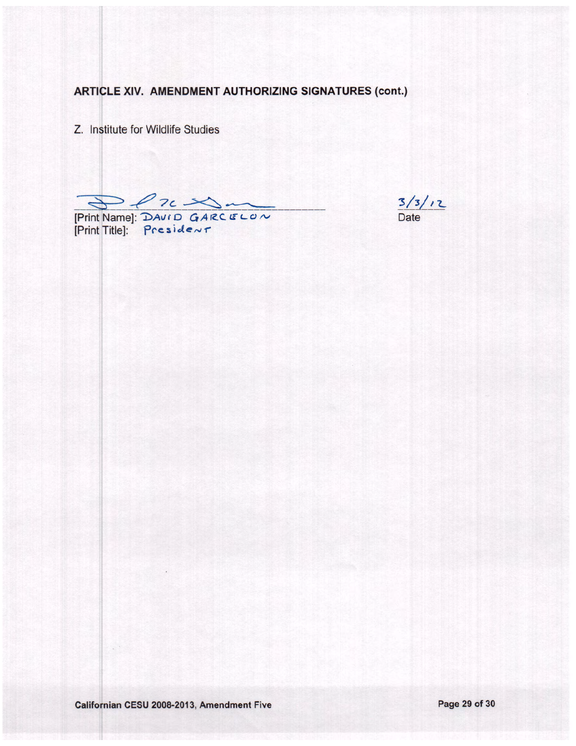**ARTICLE XIV. AMENDMENT AUTHORIZING SIGNATURES (cont.)**

Z. Institute for Wildlife Studies

[Print Name]: DAVID GARCELON
[Print Title]: President

3/3/12
Date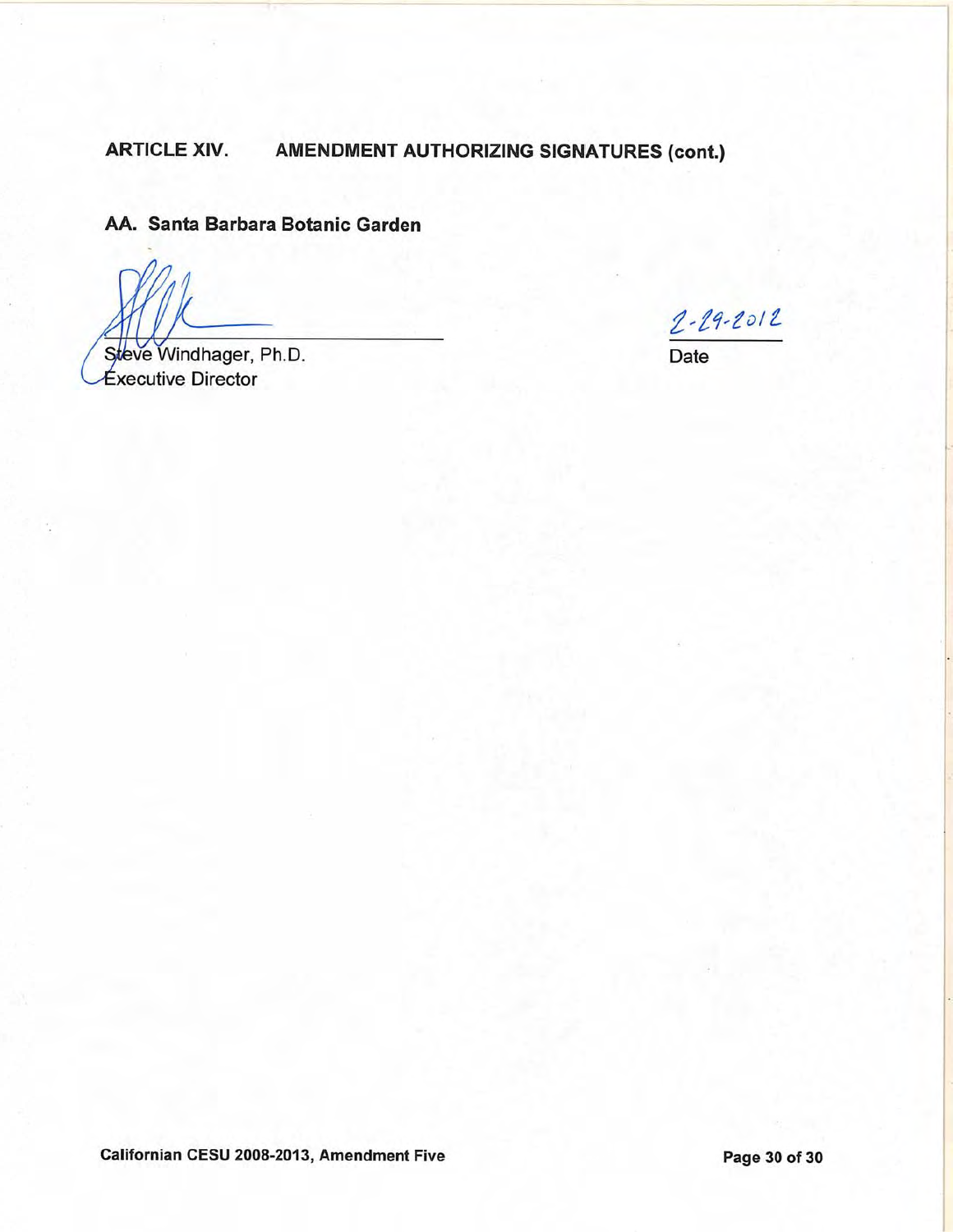## ARTICLE XIV. AMENDMENT AUTHORIZING SIGNATURES (cont.)

**AA. Santa Barbara Botanic Garden**

Steve Windhager, Ph.D.
Executive Director

2-29-2012
Date